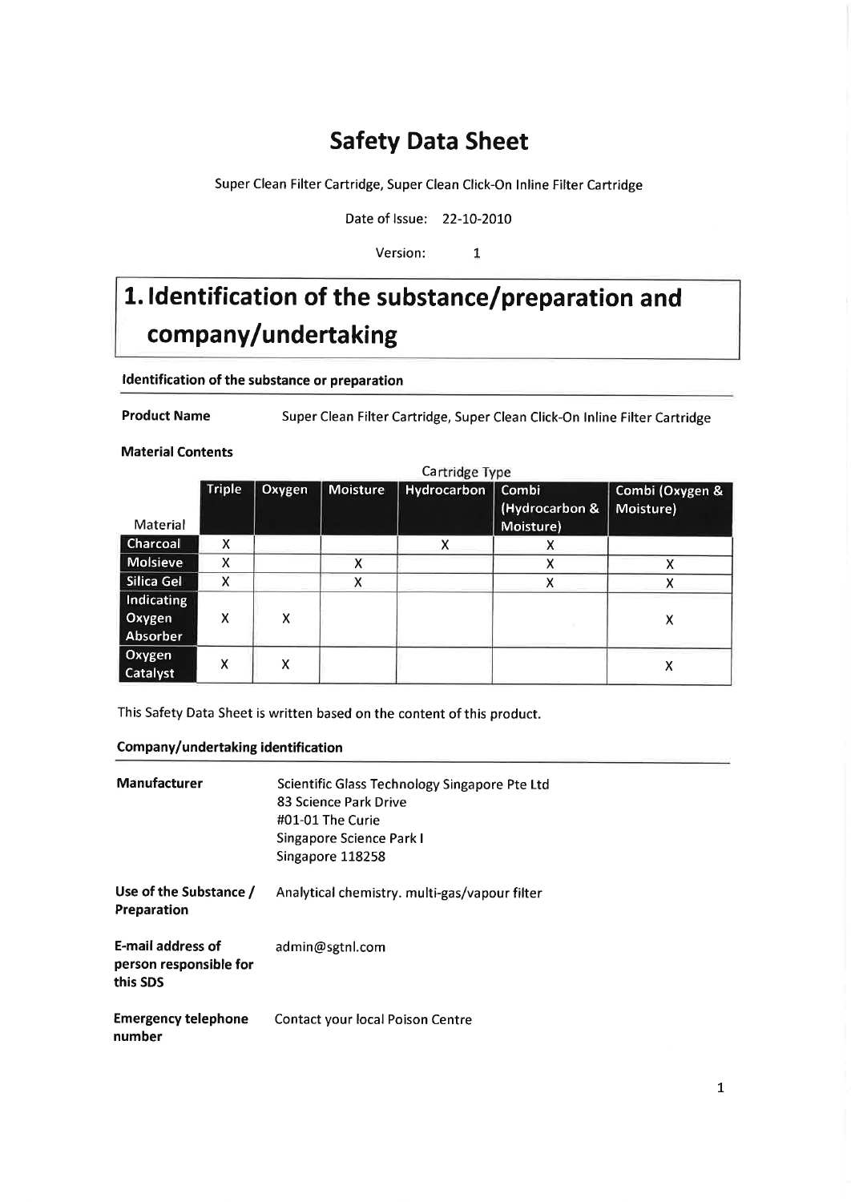# Safety Data Sheet

Super Clean Filter Cartridge, Super Clean Click-On Inline Filter Cartridge

Date of Issue: 22-10-2010

Version: 1

## 1. Identification of the substance/preparation and company/undertaking

### Identification of the substance or preparation

**Product Name** Super Clean Filter Cartridge, Super Clean Click-On Inline Filter Cartridge

**Material Contents**

| | Cartridge Type | | | | | |
|---|---|---|---|---|---|---|
| Material | Triple | Oxygen | Moisture | Hydrocarbon | Combi (Hydrocarbon & Moisture) | Combi (Oxygen & Moisture) |
| Charcoal | X | | | X | X | |
| Molsieve | X | | X | | X | X |
| Silica Gel | X | | X | | X | X |
| Indicating Oxygen Absorber | X | X | | | | X |
| Oxygen Catalyst | X | X | | | | X |

This Safety Data Sheet is written based on the content of this product.

### Company/undertaking identification

**Manufacturer** Scientific Glass Technology Singapore Pte Ltd
83 Science Park Drive
#01-01 The Curie
Singapore Science Park I
Singapore 118258

**Use of the Substance / Preparation** Analytical chemistry. multi-gas/vapour filter

**E-mail address of person responsible for this SDS** admin@sgtnl.com

**Emergency telephone number** Contact your local Poison Centre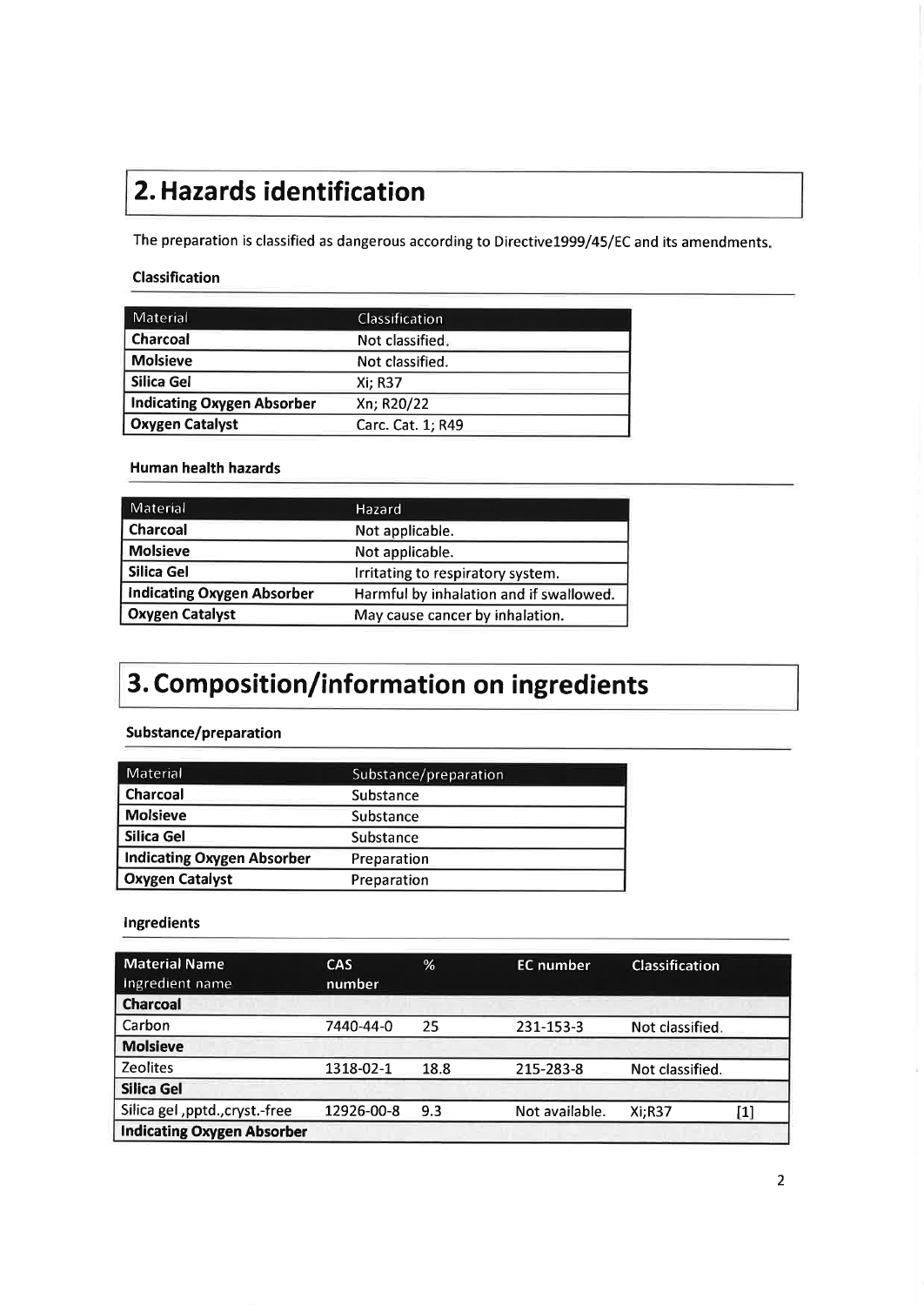# 2. Hazards identification

The preparation is classified as dangerous according to Directive1999/45/EC and its amendments.

### Classification

| Material | Classification |
|---|---|
| **Charcoal** | Not classified. |
| **Molsieve** | Not classified. |
| **Silica Gel** | Xi; R37 |
| **Indicating Oxygen Absorber** | Xn; R20/22 |
| **Oxygen Catalyst** | Carc. Cat. 1; R49 |

### Human health hazards

| Material | Hazard |
|---|---|
| **Charcoal** | Not applicable. |
| **Molsieve** | Not applicable. |
| **Silica Gel** | Irritating to respiratory system. |
| **Indicating Oxygen Absorber** | Harmful by inhalation and if swallowed. |
| **Oxygen Catalyst** | May cause cancer by inhalation. |

# 3. Composition/information on ingredients

### Substance/preparation

| Material | Substance/preparation |
|---|---|
| **Charcoal** | Substance |
| **Molsieve** | Substance |
| **Silica Gel** | Substance |
| **Indicating Oxygen Absorber** | Preparation |
| **Oxygen Catalyst** | Preparation |

### Ingredients

| Material Name<br>Ingredient name | CAS number | % | EC number | Classification | |
|---|---|---|---|---|---|
| **Charcoal** | | | | | |
| Carbon | 7440-44-0 | 25 | 231-153-3 | Not classified. | |
| **Molsieve** | | | | | |
| Zeolites | 1318-02-1 | 18.8 | 215-283-8 | Not classified. | |
| **Silica Gel** | | | | | |
| Silica gel ,pptd.,cryst.-free | 12926-00-8 | 9.3 | Not available. | Xi;R37 | [1] |
| **Indicating Oxygen Absorber** | | | | | |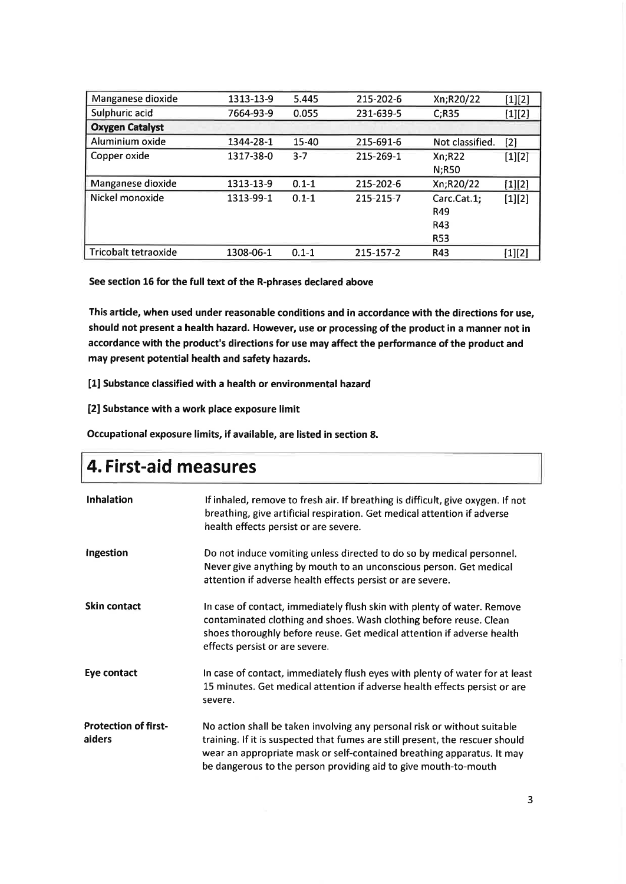| Manganese dioxide | 1313-13-9 | 5.445 | 215-202-6 | Xn;R20/22 | [1][2] |
|---|---|---|---|---|---|
| Sulphuric acid | 7664-93-9 | 0.055 | 231-639-5 | C;R35 | [1][2] |
| **Oxygen Catalyst** | | | | | |
| Aluminium oxide | 1344-28-1 | 15-40 | 215-691-6 | Not classified. | [2] |
| Copper oxide | 1317-38-0 | 3-7 | 215-269-1 | Xn;R22 N;R50 | [1][2] |
| Manganese dioxide | 1313-13-9 | 0.1-1 | 215-202-6 | Xn;R20/22 | [1][2] |
| Nickel monoxide | 1313-99-1 | 0.1-1 | 215-215-7 | Carc.Cat.1; R49 R43 R53 | [1][2] |
| Tricobalt tetraoxide | 1308-06-1 | 0.1-1 | 215-157-2 | R43 | [1][2] |

**See section 16 for the full text of the R-phrases declared above**

**This article, when used under reasonable conditions and in accordance with the directions for use, should not present a health hazard. However, use or processing of the product in a manner not in accordance with the product's directions for use may affect the performance of the product and may present potential health and safety hazards.**

**[1] Substance classified with a health or environmental hazard**

**[2] Substance with a work place exposure limit**

**Occupational exposure limits, if available, are listed in section 8.**

# 4. First-aid measures

**Inhalation**

If inhaled, remove to fresh air. If breathing is difficult, give oxygen. If not breathing, give artificial respiration. Get medical attention if adverse health effects persist or are severe.

**Ingestion**

Do not induce vomiting unless directed to do so by medical personnel. Never give anything by mouth to an unconscious person. Get medical attention if adverse health effects persist or are severe.

**Skin contact**

In case of contact, immediately flush skin with plenty of water. Remove contaminated clothing and shoes. Wash clothing before reuse. Clean shoes thoroughly before reuse. Get medical attention if adverse health effects persist or are severe.

**Eye contact**

In case of contact, immediately flush eyes with plenty of water for at least 15 minutes. Get medical attention if adverse health effects persist or are severe.

**Protection of first-aiders**

No action shall be taken involving any personal risk or without suitable training. If it is suspected that fumes are still present, the rescuer should wear an appropriate mask or self-contained breathing apparatus. It may be dangerous to the person providing aid to give mouth-to-mouth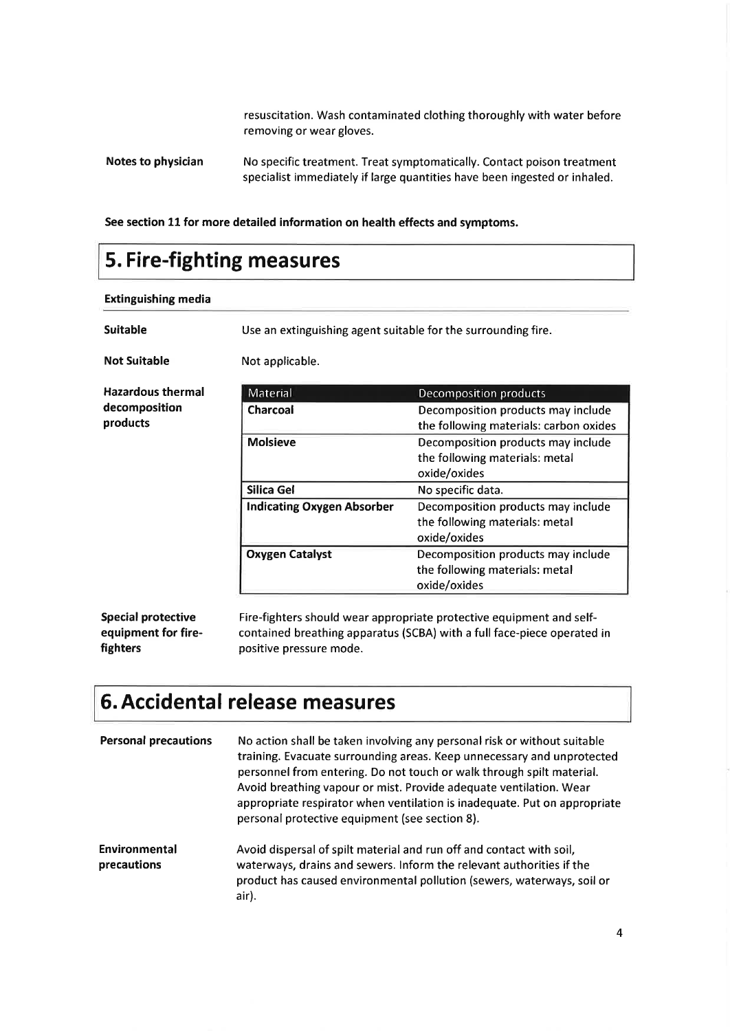resuscitation. Wash contaminated clothing thoroughly with water before removing or wear gloves.

**Notes to physician** No specific treatment. Treat symptomatically. Contact poison treatment specialist immediately if large quantities have been ingested or inhaled.

**See section 11 for more detailed information on health effects and symptoms.**

# 5. Fire-fighting measures

**Extinguishing media**

**Suitable** Use an extinguishing agent suitable for the surrounding fire.

**Not Suitable** Not applicable.

**Hazardous thermal decomposition products**

| Material | Decomposition products |
|---|---|
| **Charcoal** | Decomposition products may include the following materials: carbon oxides |
| **Molsieve** | Decomposition products may include the following materials: metal oxide/oxides |
| **Silica Gel** | No specific data. |
| **Indicating Oxygen Absorber** | Decomposition products may include the following materials: metal oxide/oxides |
| **Oxygen Catalyst** | Decomposition products may include the following materials: metal oxide/oxides |

**Special protective equipment for fire-fighters** Fire-fighters should wear appropriate protective equipment and self-contained breathing apparatus (SCBA) with a full face-piece operated in positive pressure mode.

# 6. Accidental release measures

**Personal precautions** No action shall be taken involving any personal risk or without suitable training. Evacuate surrounding areas. Keep unnecessary and unprotected personnel from entering. Do not touch or walk through spilt material. Avoid breathing vapour or mist. Provide adequate ventilation. Wear appropriate respirator when ventilation is inadequate. Put on appropriate personal protective equipment (see section 8).

**Environmental precautions** Avoid dispersal of spilt material and run off and contact with soil, waterways, drains and sewers. Inform the relevant authorities if the product has caused environmental pollution (sewers, waterways, soil or air).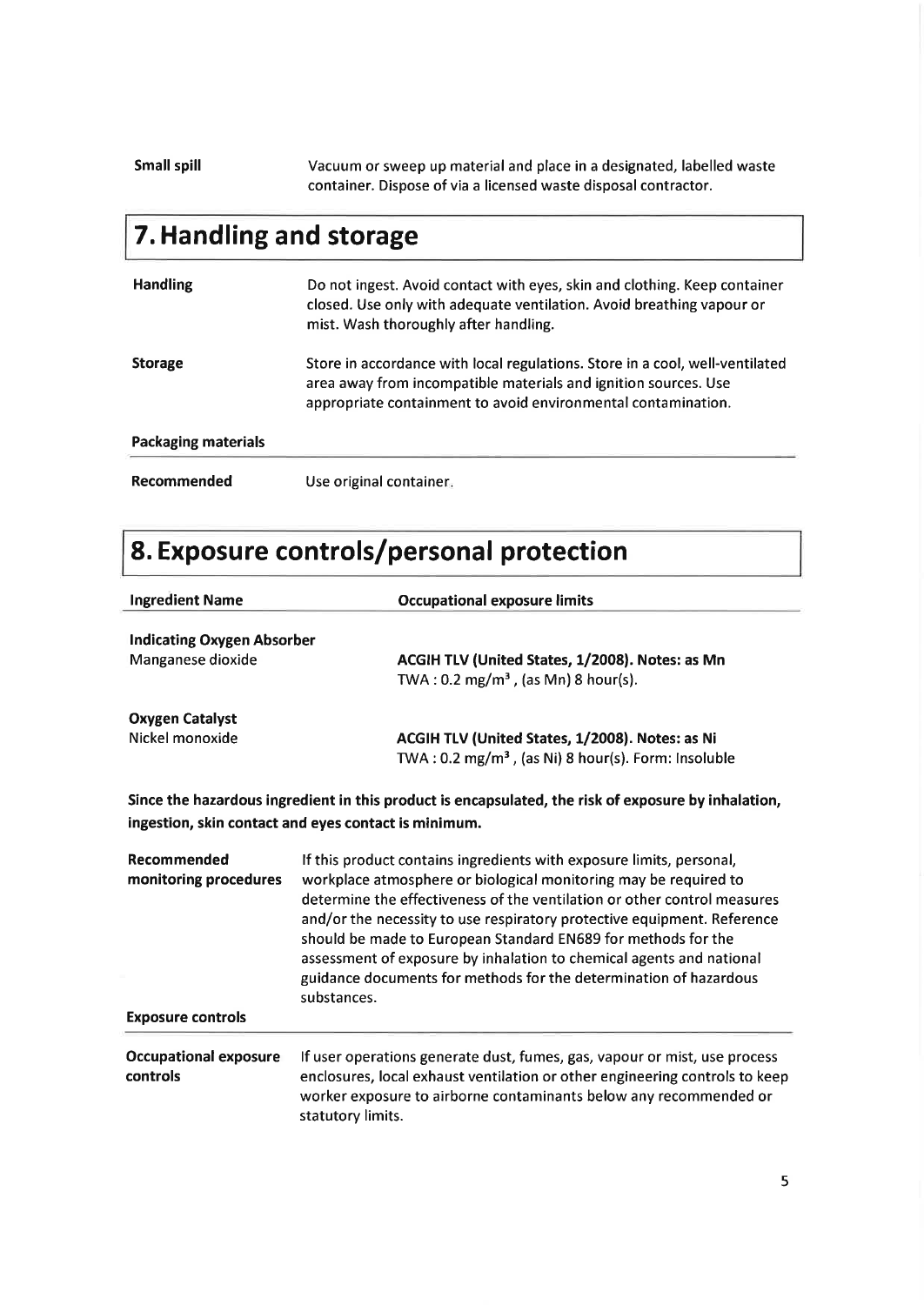| | |
|---|---|
| **Small spill** | Vacuum or sweep up material and place in a designated, labelled waste container. Dispose of via a licensed waste disposal contractor. |

## 7. Handling and storage

| | |
|---|---|
| **Handling** | Do not ingest. Avoid contact with eyes, skin and clothing. Keep container closed. Use only with adequate ventilation. Avoid breathing vapour or mist. Wash thoroughly after handling. |
| **Storage** | Store in accordance with local regulations. Store in a cool, well-ventilated area away from incompatible materials and ignition sources. Use appropriate containment to avoid environmental contamination. |

**Packaging materials**

| | |
|---|---|
| **Recommended** | Use original container. |

## 8. Exposure controls/personal protection

| Ingredient Name | Occupational exposure limits |
|---|---|
| **Indicating Oxygen Absorber** | |
| Manganese dioxide | **ACGIH TLV (United States, 1/2008). Notes: as Mn** TWA : 0.2 mg/m³ , (as Mn) 8 hour(s). |
| **Oxygen Catalyst** | |
| Nickel monoxide | **ACGIH TLV (United States, 1/2008). Notes: as Ni** TWA : 0.2 mg/m³ , (as Ni) 8 hour(s). Form: Insoluble |

**Since the hazardous ingredient in this product is encapsulated, the risk of exposure by inhalation, ingestion, skin contact and eyes contact is minimum.**

| | |
|---|---|
| **Recommended monitoring procedures** | If this product contains ingredients with exposure limits, personal, workplace atmosphere or biological monitoring may be required to determine the effectiveness of the ventilation or other control measures and/or the necessity to use respiratory protective equipment. Reference should be made to European Standard EN689 for methods for the assessment of exposure by inhalation to chemical agents and national guidance documents for methods for the determination of hazardous substances. |

**Exposure controls**

| | |
|---|---|
| **Occupational exposure controls** | If user operations generate dust, fumes, gas, vapour or mist, use process enclosures, local exhaust ventilation or other engineering controls to keep worker exposure to airborne contaminants below any recommended or statutory limits. |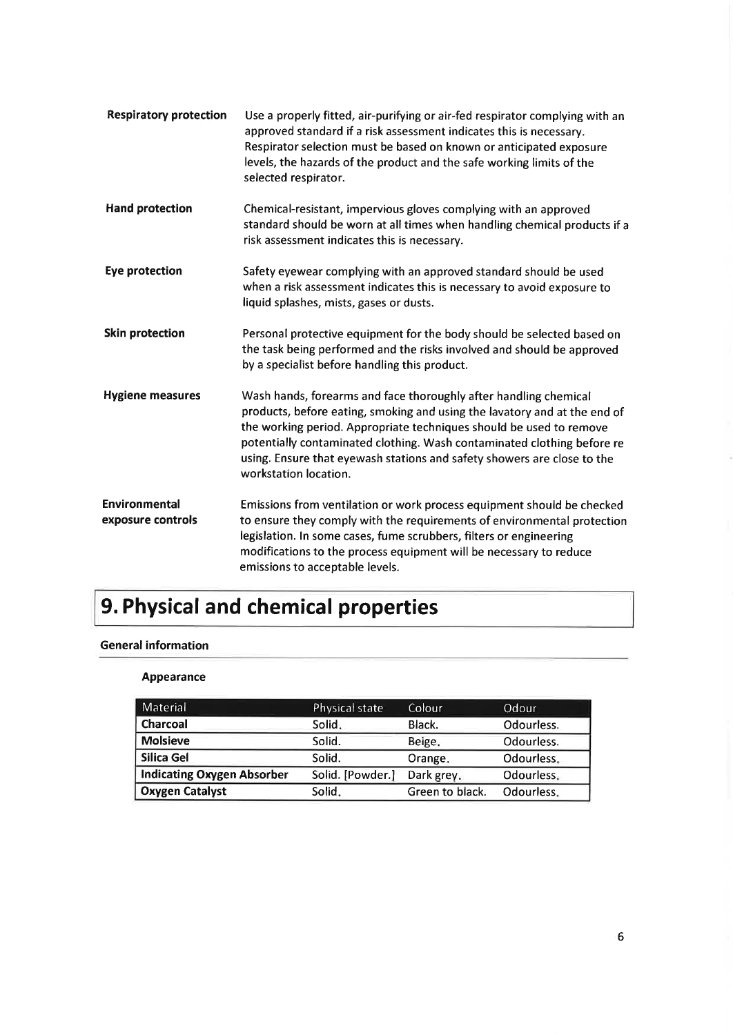**Respiratory protection**

Use a properly fitted, air-purifying or air-fed respirator complying with an approved standard if a risk assessment indicates this is necessary. Respirator selection must be based on known or anticipated exposure levels, the hazards of the product and the safe working limits of the selected respirator.

**Hand protection**

Chemical-resistant, impervious gloves complying with an approved standard should be worn at all times when handling chemical products if a risk assessment indicates this is necessary.

**Eye protection**

Safety eyewear complying with an approved standard should be used when a risk assessment indicates this is necessary to avoid exposure to liquid splashes, mists, gases or dusts.

**Skin protection**

Personal protective equipment for the body should be selected based on the task being performed and the risks involved and should be approved by a specialist before handling this product.

**Hygiene measures**

Wash hands, forearms and face thoroughly after handling chemical products, before eating, smoking and using the lavatory and at the end of the working period. Appropriate techniques should be used to remove potentially contaminated clothing. Wash contaminated clothing before re using. Ensure that eyewash stations and safety showers are close to the workstation location.

**Environmental exposure controls**

Emissions from ventilation or work process equipment should be checked to ensure they comply with the requirements of environmental protection legislation. In some cases, fume scrubbers, filters or engineering modifications to the process equipment will be necessary to reduce emissions to acceptable levels.

# 9. Physical and chemical properties

## General information

### Appearance

| Material | Physical state | Colour | Odour |
| --- | --- | --- | --- |
| **Charcoal** | Solid. | Black. | Odourless. |
| **Molsieve** | Solid. | Beige. | Odourless. |
| **Silica Gel** | Solid. | Orange. | Odourless. |
| **Indicating Oxygen Absorber** | Solid. [Powder.] | Dark grey. | Odourless. |
| **Oxygen Catalyst** | Solid. | Green to black. | Odourless. |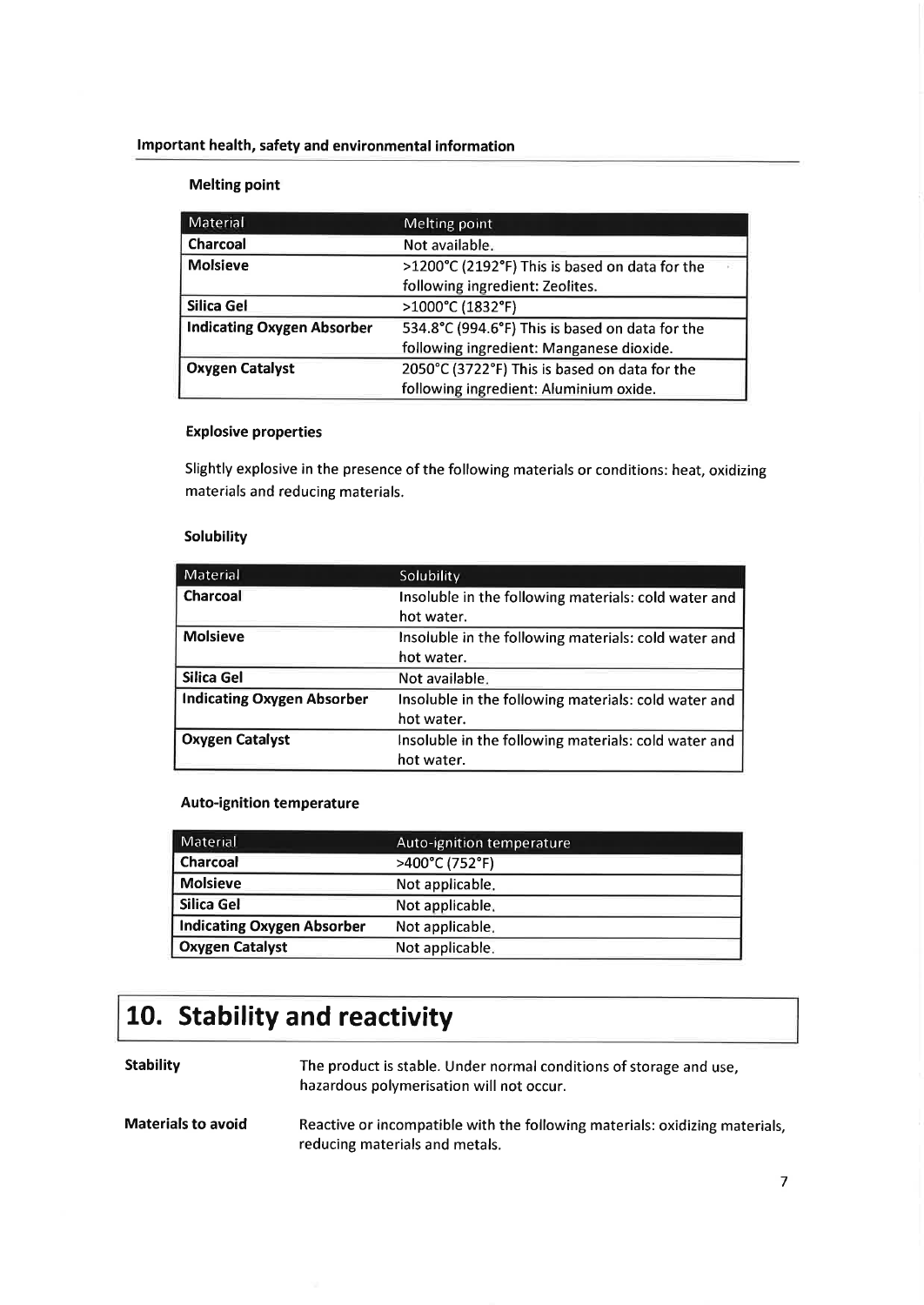## Important health, safety and environmental information

### Melting point

| Material | Melting point |
|---|---|
| **Charcoal** | Not available. |
| **Molsieve** | >1200°C (2192°F) This is based on data for the following ingredient: Zeolites. |
| **Silica Gel** | >1000°C (1832°F) |
| **Indicating Oxygen Absorber** | 534.8°C (994.6°F) This is based on data for the following ingredient: Manganese dioxide. |
| **Oxygen Catalyst** | 2050°C (3722°F) This is based on data for the following ingredient: Aluminium oxide. |

### Explosive properties

Slightly explosive in the presence of the following materials or conditions: heat, oxidizing materials and reducing materials.

### Solubility

| Material | Solubility |
|---|---|
| **Charcoal** | Insoluble in the following materials: cold water and hot water. |
| **Molsieve** | Insoluble in the following materials: cold water and hot water. |
| **Silica Gel** | Not available. |
| **Indicating Oxygen Absorber** | Insoluble in the following materials: cold water and hot water. |
| **Oxygen Catalyst** | Insoluble in the following materials: cold water and hot water. |

### Auto-ignition temperature

| Material | Auto-ignition temperature |
|---|---|
| **Charcoal** | >400°C (752°F) |
| **Molsieve** | Not applicable. |
| **Silica Gel** | Not applicable. |
| **Indicating Oxygen Absorber** | Not applicable. |
| **Oxygen Catalyst** | Not applicable. |

# 10. Stability and reactivity

**Stability** The product is stable. Under normal conditions of storage and use, hazardous polymerisation will not occur.

**Materials to avoid** Reactive or incompatible with the following materials: oxidizing materials, reducing materials and metals.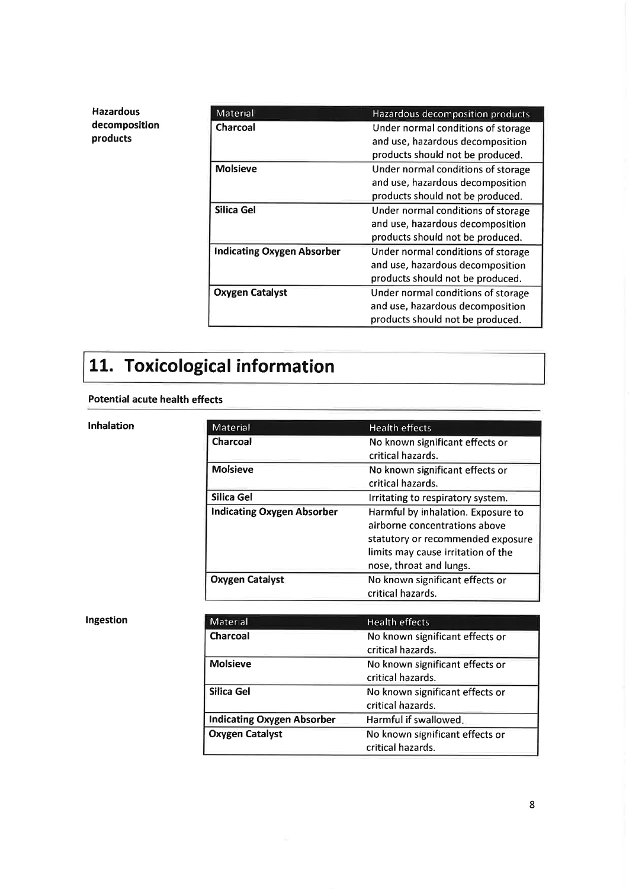**Hazardous decomposition products**

| Material | Hazardous decomposition products |
|---|---|
| **Charcoal** | Under normal conditions of storage and use, hazardous decomposition products should not be produced. |
| **Molsieve** | Under normal conditions of storage and use, hazardous decomposition products should not be produced. |
| **Silica Gel** | Under normal conditions of storage and use, hazardous decomposition products should not be produced. |
| **Indicating Oxygen Absorber** | Under normal conditions of storage and use, hazardous decomposition products should not be produced. |
| **Oxygen Catalyst** | Under normal conditions of storage and use, hazardous decomposition products should not be produced. |

# 11. Toxicological information

**Potential acute health effects**

**Inhalation**

| Material | Health effects |
|---|---|
| **Charcoal** | No known significant effects or critical hazards. |
| **Molsieve** | No known significant effects or critical hazards. |
| **Silica Gel** | Irritating to respiratory system. |
| **Indicating Oxygen Absorber** | Harmful by inhalation. Exposure to airborne concentrations above statutory or recommended exposure limits may cause irritation of the nose, throat and lungs. |
| **Oxygen Catalyst** | No known significant effects or critical hazards. |

**Ingestion**

| Material | Health effects |
|---|---|
| **Charcoal** | No known significant effects or critical hazards. |
| **Molsieve** | No known significant effects or critical hazards. |
| **Silica Gel** | No known significant effects or critical hazards. |
| **Indicating Oxygen Absorber** | Harmful if swallowed. |
| **Oxygen Catalyst** | No known significant effects or critical hazards. |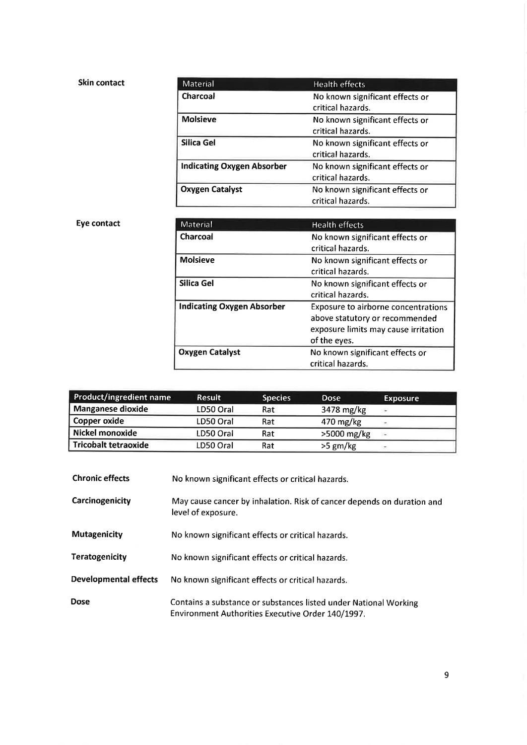**Skin contact**

| Material | Health effects |
|---|---|
| **Charcoal** | No known significant effects or critical hazards. |
| **Molsieve** | No known significant effects or critical hazards. |
| **Silica Gel** | No known significant effects or critical hazards. |
| **Indicating Oxygen Absorber** | No known significant effects or critical hazards. |
| **Oxygen Catalyst** | No known significant effects or critical hazards. |

**Eye contact**

| Material | Health effects |
|---|---|
| **Charcoal** | No known significant effects or critical hazards. |
| **Molsieve** | No known significant effects or critical hazards. |
| **Silica Gel** | No known significant effects or critical hazards. |
| **Indicating Oxygen Absorber** | Exposure to airborne concentrations above statutory or recommended exposure limits may cause irritation of the eyes. |
| **Oxygen Catalyst** | No known significant effects or critical hazards. |

| Product/ingredient name | Result | Species | Dose | Exposure |
|---|---|---|---|---|
| **Manganese dioxide** | LD50 Oral | Rat | 3478 mg/kg | - |
| **Copper oxide** | LD50 Oral | Rat | 470 mg/kg | - |
| **Nickel monoxide** | LD50 Oral | Rat | >5000 mg/kg | - |
| **Tricobalt tetraoxide** | LD50 Oral | Rat | >5 gm/kg | - |

**Chronic effects** No known significant effects or critical hazards.

**Carcinogenicity** May cause cancer by inhalation. Risk of cancer depends on duration and level of exposure.

**Mutagenicity** No known significant effects or critical hazards.

**Teratogenicity** No known significant effects or critical hazards.

**Developmental effects** No known significant effects or critical hazards.

**Dose** Contains a substance or substances listed under National Working Environment Authorities Executive Order 140/1997.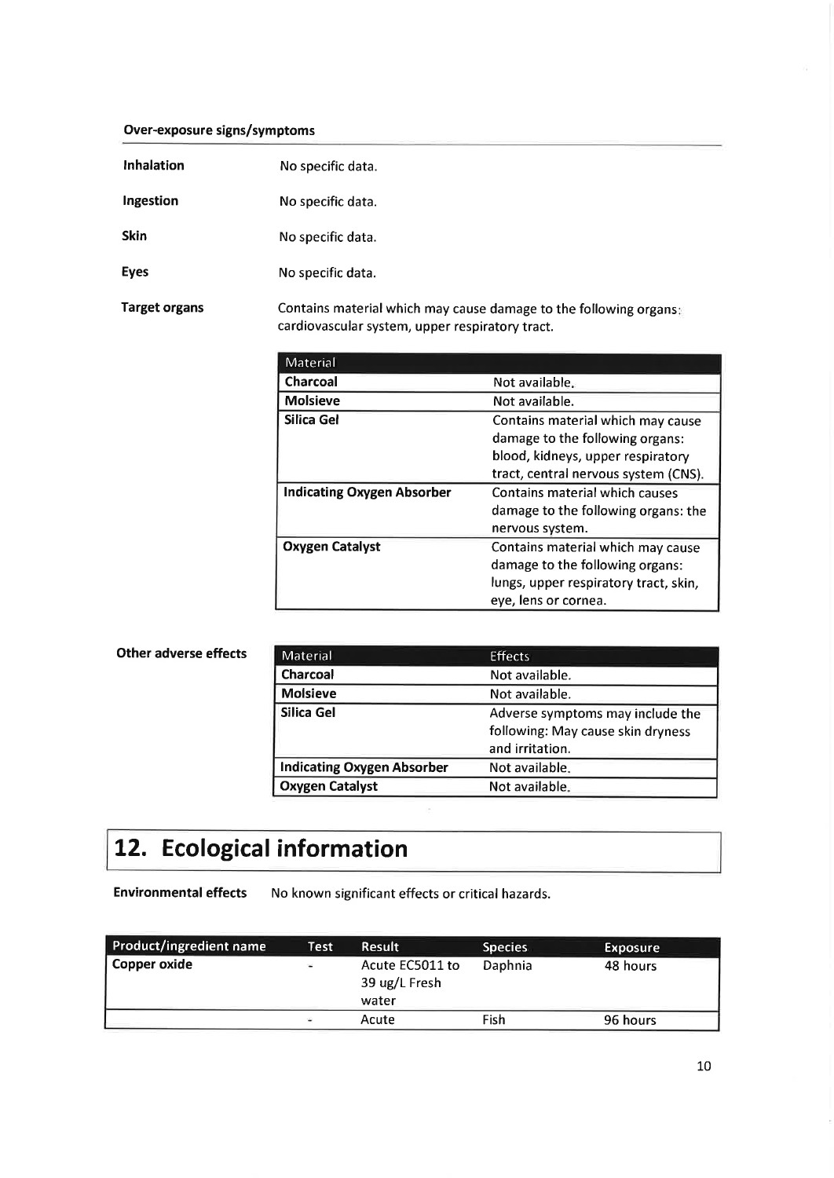**Over-exposure signs/symptoms**

**Inhalation** No specific data.

**Ingestion** No specific data.

**Skin** No specific data.

**Eyes** No specific data.

**Target organs** Contains material which may cause damage to the following organs: cardiovascular system, upper respiratory tract.

| Material | |
|---|---|
| **Charcoal** | Not available. |
| **Molsieve** | Not available. |
| **Silica Gel** | Contains material which may cause damage to the following organs: blood, kidneys, upper respiratory tract, central nervous system (CNS). |
| **Indicating Oxygen Absorber** | Contains material which causes damage to the following organs: the nervous system. |
| **Oxygen Catalyst** | Contains material which may cause damage to the following organs: lungs, upper respiratory tract, skin, eye, lens or cornea. |

**Other adverse effects**

| Material | Effects |
|---|---|
| **Charcoal** | Not available. |
| **Molsieve** | Not available. |
| **Silica Gel** | Adverse symptoms may include the following: May cause skin dryness and irritation. |
| **Indicating Oxygen Absorber** | Not available. |
| **Oxygen Catalyst** | Not available. |

# 12. Ecological information

**Environmental effects** No known significant effects or critical hazards.

| Product/ingredient name | Test | Result | Species | Exposure |
|---|---|---|---|---|
| **Copper oxide** | - | Acute EC5011 to 39 ug/L Fresh water | Daphnia | 48 hours |
| | - | Acute | Fish | 96 hours |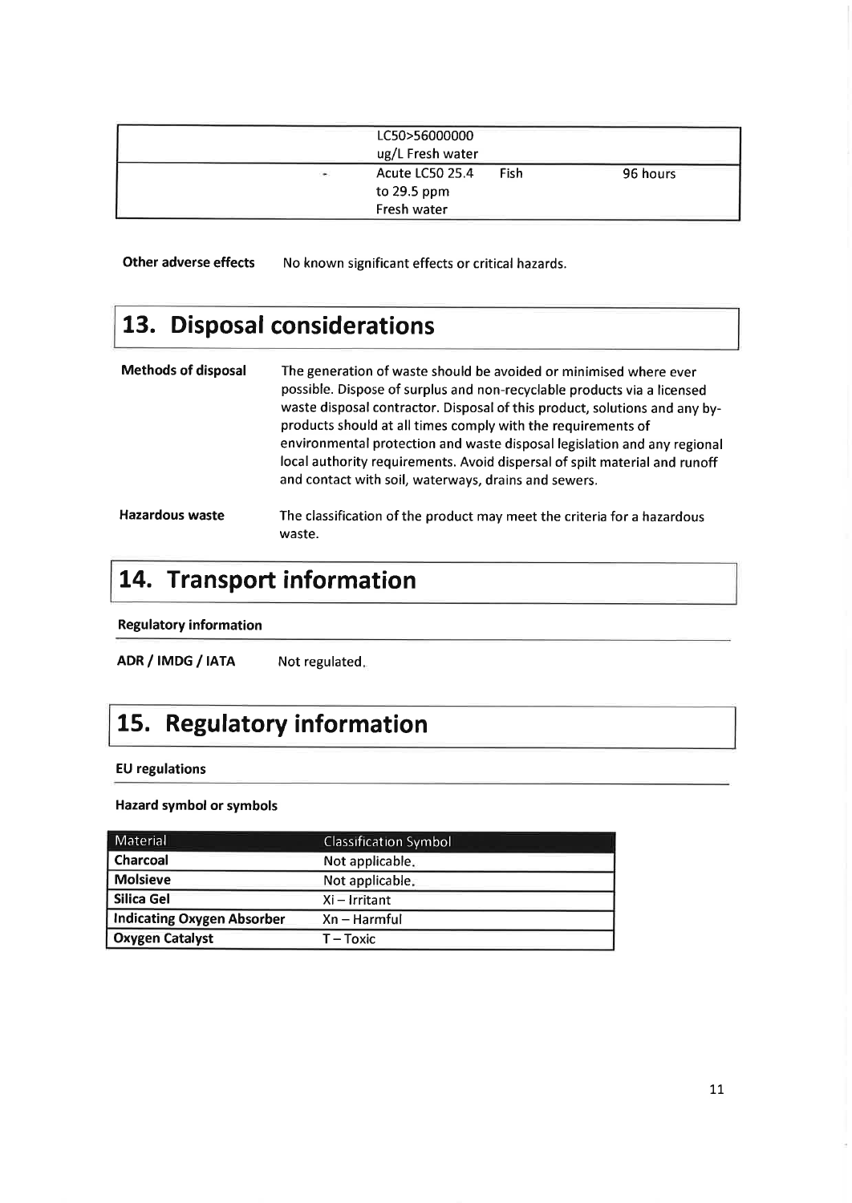| | | | |
|---|---|---|---|
| | LC50>56000000 ug/L Fresh water | | |
| - | Acute LC50 25.4 to 29.5 ppm Fresh water | Fish | 96 hours |

**Other adverse effects** No known significant effects or critical hazards.

## 13. Disposal considerations

**Methods of disposal** The generation of waste should be avoided or minimised where ever possible. Dispose of surplus and non-recyclable products via a licensed waste disposal contractor. Disposal of this product, solutions and any by-products should at all times comply with the requirements of environmental protection and waste disposal legislation and any regional local authority requirements. Avoid dispersal of spilt material and runoff and contact with soil, waterways, drains and sewers.

**Hazardous waste** The classification of the product may meet the criteria for a hazardous waste.

## 14. Transport information

**Regulatory information**

**ADR / IMDG / IATA** Not regulated.

## 15. Regulatory information

**EU regulations**

**Hazard symbol or symbols**

| Material | Classification Symbol |
|---|---|
| **Charcoal** | Not applicable. |
| **Molsieve** | Not applicable. |
| **Silica Gel** | Xi – Irritant |
| **Indicating Oxygen Absorber** | Xn – Harmful |
| **Oxygen Catalyst** | T – Toxic |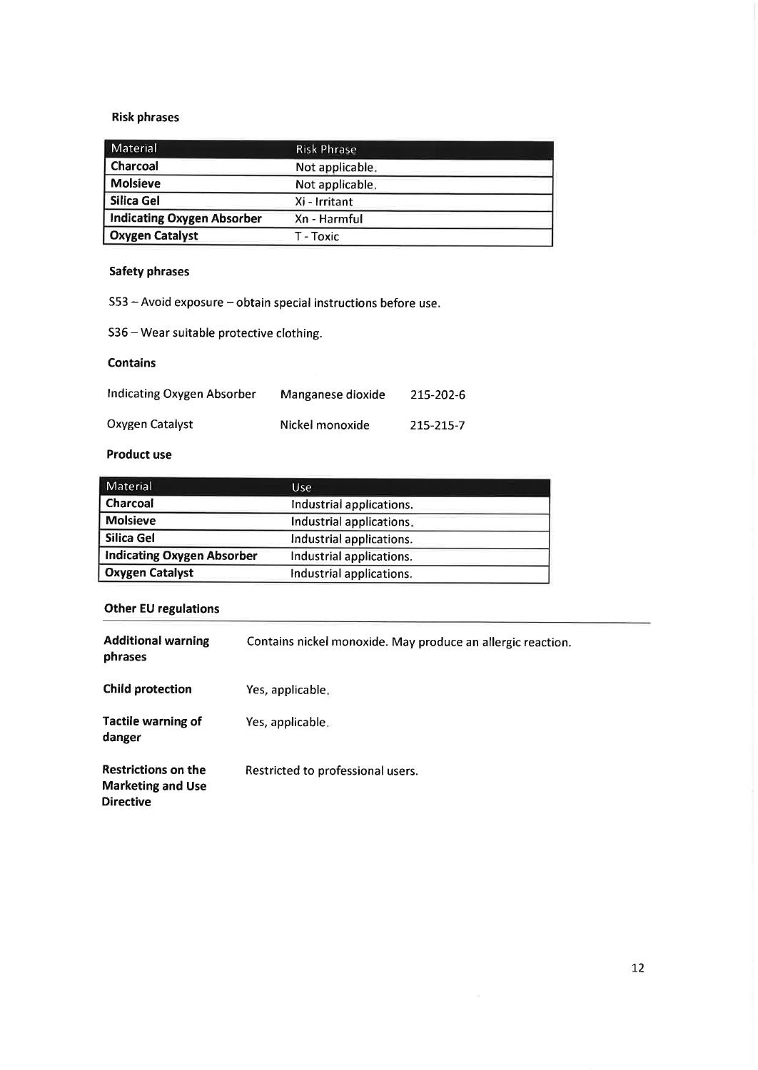### Risk phrases

| Material | Risk Phrase |
|---|---|
| **Charcoal** | Not applicable. |
| **Molsieve** | Not applicable. |
| **Silica Gel** | Xi - Irritant |
| **Indicating Oxygen Absorber** | Xn - Harmful |
| **Oxygen Catalyst** | T - Toxic |

### Safety phrases

S53 – Avoid exposure – obtain special instructions before use.

S36 – Wear suitable protective clothing.

### Contains

| | | |
|---|---|---|
| Indicating Oxygen Absorber | Manganese dioxide | 215-202-6 |
| Oxygen Catalyst | Nickel monoxide | 215-215-7 |

### Product use

| Material | Use |
|---|---|
| **Charcoal** | Industrial applications. |
| **Molsieve** | Industrial applications. |
| **Silica Gel** | Industrial applications. |
| **Indicating Oxygen Absorber** | Industrial applications. |
| **Oxygen Catalyst** | Industrial applications. |

### Other EU regulations

| | |
|---|---|
| **Additional warning phrases** | Contains nickel monoxide. May produce an allergic reaction. |
| **Child protection** | Yes, applicable. |
| **Tactile warning of danger** | Yes, applicable. |
| **Restrictions on the Marketing and Use Directive** | Restricted to professional users. |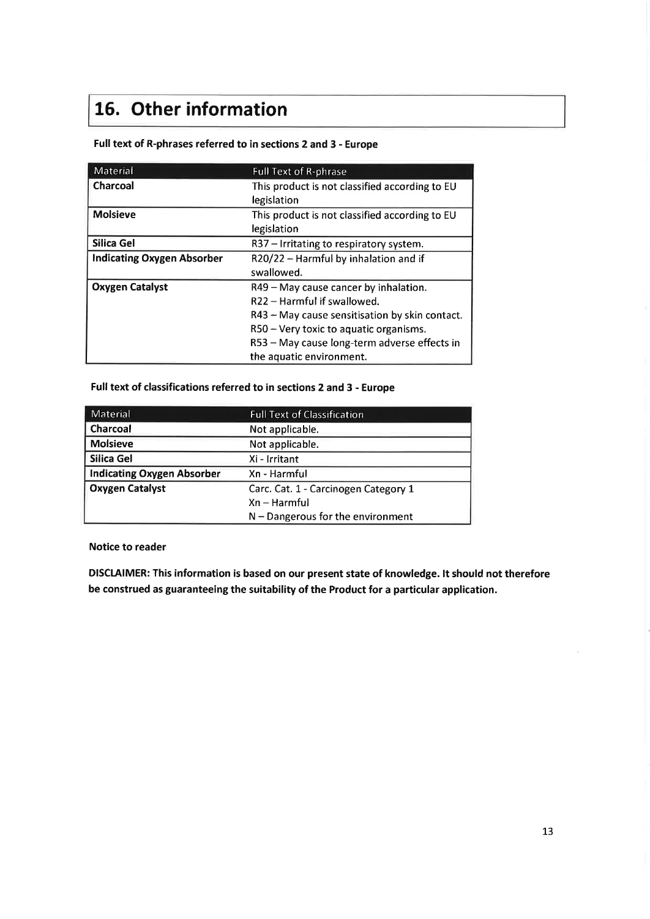# 16. Other information

**Full text of R-phrases referred to in sections 2 and 3 - Europe**

| Material | Full Text of R-phrase |
|---|---|
| **Charcoal** | This product is not classified according to EU legislation |
| **Molsieve** | This product is not classified according to EU legislation |
| **Silica Gel** | R37 – Irritating to respiratory system. |
| **Indicating Oxygen Absorber** | R20/22 – Harmful by inhalation and if swallowed. |
| **Oxygen Catalyst** | R49 – May cause cancer by inhalation.<br>R22 – Harmful if swallowed.<br>R43 – May cause sensitisation by skin contact.<br>R50 – Very toxic to aquatic organisms.<br>R53 – May cause long-term adverse effects in the aquatic environment. |

**Full text of classifications referred to in sections 2 and 3 - Europe**

| Material | Full Text of Classification |
|---|---|
| **Charcoal** | Not applicable. |
| **Molsieve** | Not applicable. |
| **Silica Gel** | Xi - Irritant |
| **Indicating Oxygen Absorber** | Xn - Harmful |
| **Oxygen Catalyst** | Carc. Cat. 1 - Carcinogen Category 1<br>Xn – Harmful<br>N – Dangerous for the environment |

**Notice to reader**

**DISCLAIMER: This information is based on our present state of knowledge. It should not therefore be construed as guaranteeing the suitability of the Product for a particular application.**